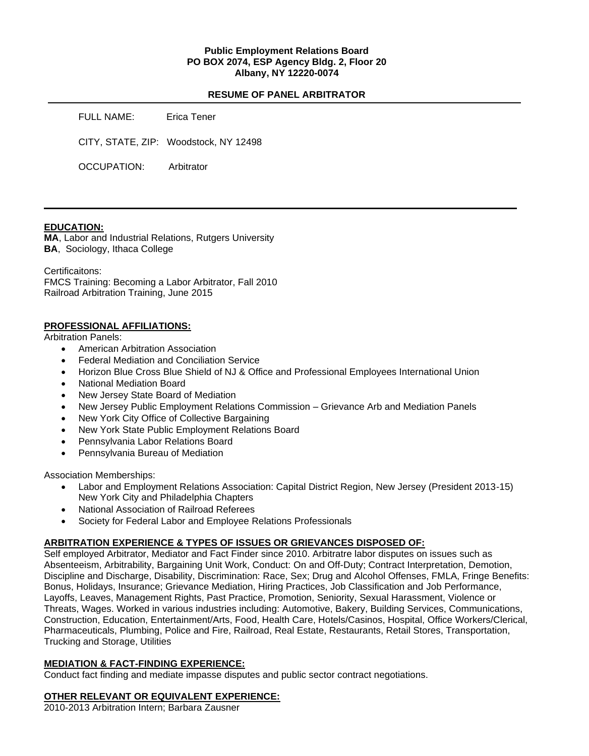**Public Employment Relations Board**
**PO BOX 2074, ESP Agency Bldg. 2, Floor 20**
**Albany, NY 12220-0074**

**RESUME OF PANEL ARBITRATOR**

FULL NAME: Erica Tener

CITY, STATE, ZIP: Woodstock, NY 12498

OCCUPATION: Arbitrator

---

## EDUCATION:

**MA**, Labor and Industrial Relations, Rutgers University
**BA**, Sociology, Ithaca College

Certificaitons:
FMCS Training: Becoming a Labor Arbitrator, Fall 2010
Railroad Arbitration Training, June 2015

## PROFESSIONAL AFFILIATIONS:

Arbitration Panels:

- American Arbitration Association
- Federal Mediation and Conciliation Service
- Horizon Blue Cross Blue Shield of NJ & Office and Professional Employees International Union
- National Mediation Board
- New Jersey State Board of Mediation
- New Jersey Public Employment Relations Commission – Grievance Arb and Mediation Panels
- New York City Office of Collective Bargaining
- New York State Public Employment Relations Board
- Pennsylvania Labor Relations Board
- Pennsylvania Bureau of Mediation

Association Memberships:

- Labor and Employment Relations Association: Capital District Region, New Jersey (President 2013-15) New York City and Philadelphia Chapters
- National Association of Railroad Referees
- Society for Federal Labor and Employee Relations Professionals

## ARBITRATION EXPERIENCE & TYPES OF ISSUES OR GRIEVANCES DISPOSED OF:

Self employed Arbitrator, Mediator and Fact Finder since 2010. Arbitratre labor disputes on issues such as Absenteeism, Arbitrability, Bargaining Unit Work, Conduct: On and Off-Duty; Contract Interpretation, Demotion, Discipline and Discharge, Disability, Discrimination: Race, Sex; Drug and Alcohol Offenses, FMLA, Fringe Benefits: Bonus, Holidays, Insurance; Grievance Mediation, Hiring Practices, Job Classification and Job Performance, Layoffs, Leaves, Management Rights, Past Practice, Promotion, Seniority, Sexual Harassment, Violence or Threats, Wages. Worked in various industries including: Automotive, Bakery, Building Services, Communications, Construction, Education, Entertainment/Arts, Food, Health Care, Hotels/Casinos, Hospital, Office Workers/Clerical, Pharmaceuticals, Plumbing, Police and Fire, Railroad, Real Estate, Restaurants, Retail Stores, Transportation, Trucking and Storage, Utilities

## MEDIATION & FACT-FINDING EXPERIENCE:

Conduct fact finding and mediate impasse disputes and public sector contract negotiations.

## OTHER RELEVANT OR EQUIVALENT EXPERIENCE:

2010-2013 Arbitration Intern; Barbara Zausner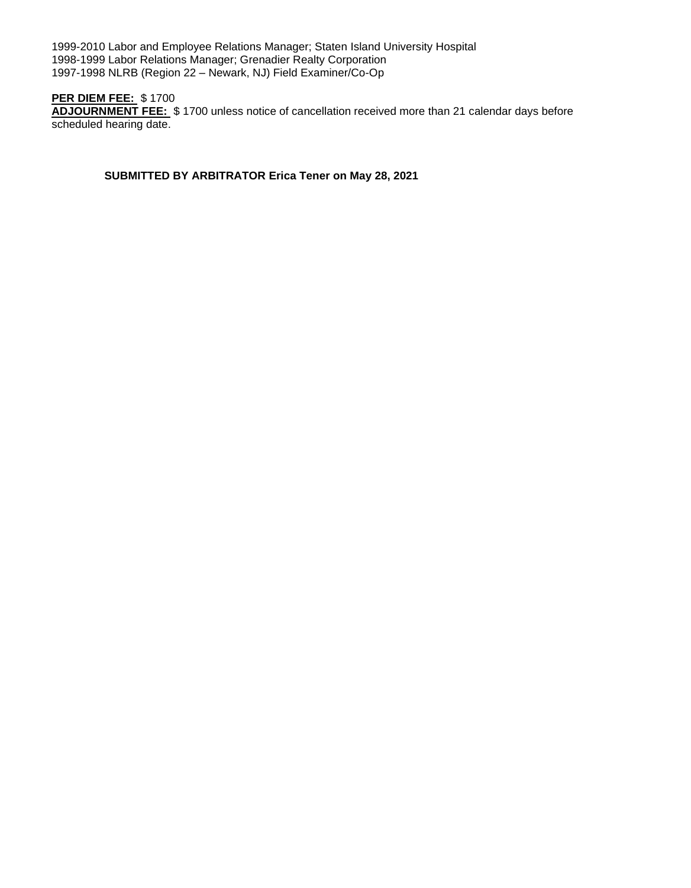1999-2010 Labor and Employee Relations Manager; Staten Island University Hospital
1998-1999 Labor Relations Manager; Grenadier Realty Corporation
1997-1998 NLRB (Region 22 – Newark, NJ) Field Examiner/Co-Op

**PER DIEM FEE:** $ 1700
**ADJOURNMENT FEE:** $ 1700 unless notice of cancellation received more than 21 calendar days before scheduled hearing date.

**SUBMITTED BY ARBITRATOR Erica Tener on May 28, 2021**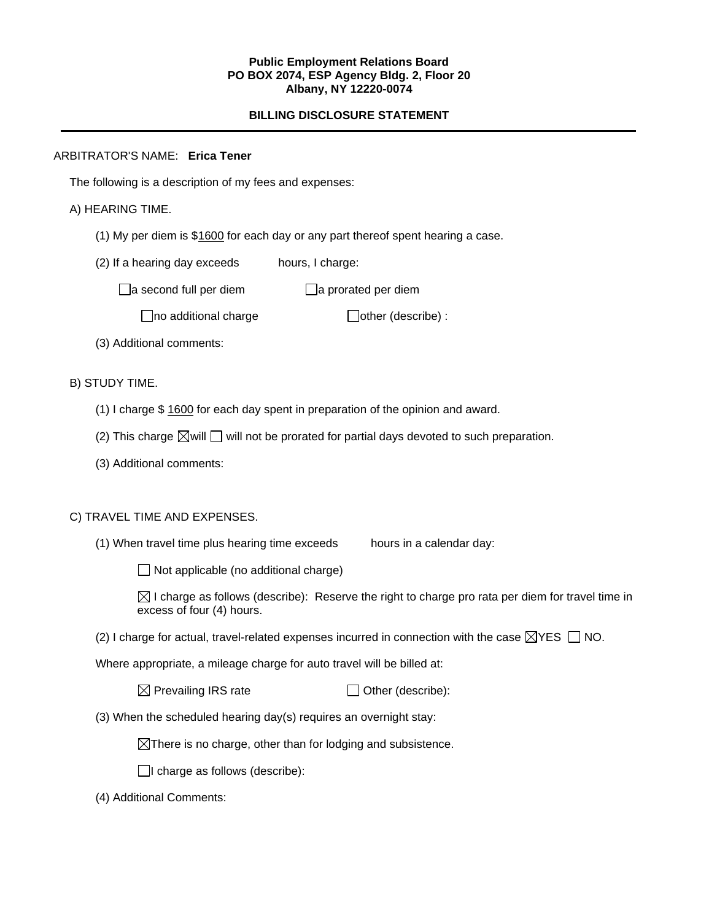**Public Employment Relations Board**
**PO BOX 2074, ESP Agency Bldg. 2, Floor 20**
**Albany, NY 12220-0074**

**BILLING DISCLOSURE STATEMENT**

---

ARBITRATOR'S NAME: **Erica Tener**

The following is a description of my fees and expenses:

A) HEARING TIME.

(1) My per diem is $1600 for each day or any part thereof spent hearing a case.

(2) If a hearing day exceeds hours, I charge:

☐ a second full per diem ☐ a prorated per diem

☐ no additional charge ☐ other (describe) :

(3) Additional comments:

B) STUDY TIME.

(1) I charge $ 1600 for each day spent in preparation of the opinion and award.

(2) This charge ☒ will ☐ will not be prorated for partial days devoted to such preparation.

(3) Additional comments:

C) TRAVEL TIME AND EXPENSES.

(1) When travel time plus hearing time exceeds hours in a calendar day:

☐ Not applicable (no additional charge)

☒ I charge as follows (describe): Reserve the right to charge pro rata per diem for travel time in excess of four (4) hours.

(2) I charge for actual, travel-related expenses incurred in connection with the case ☒ YES ☐ NO.

Where appropriate, a mileage charge for auto travel will be billed at:

☒ Prevailing IRS rate ☐ Other (describe):

(3) When the scheduled hearing day(s) requires an overnight stay:

☒ There is no charge, other than for lodging and subsistence.

☐ I charge as follows (describe):

(4) Additional Comments: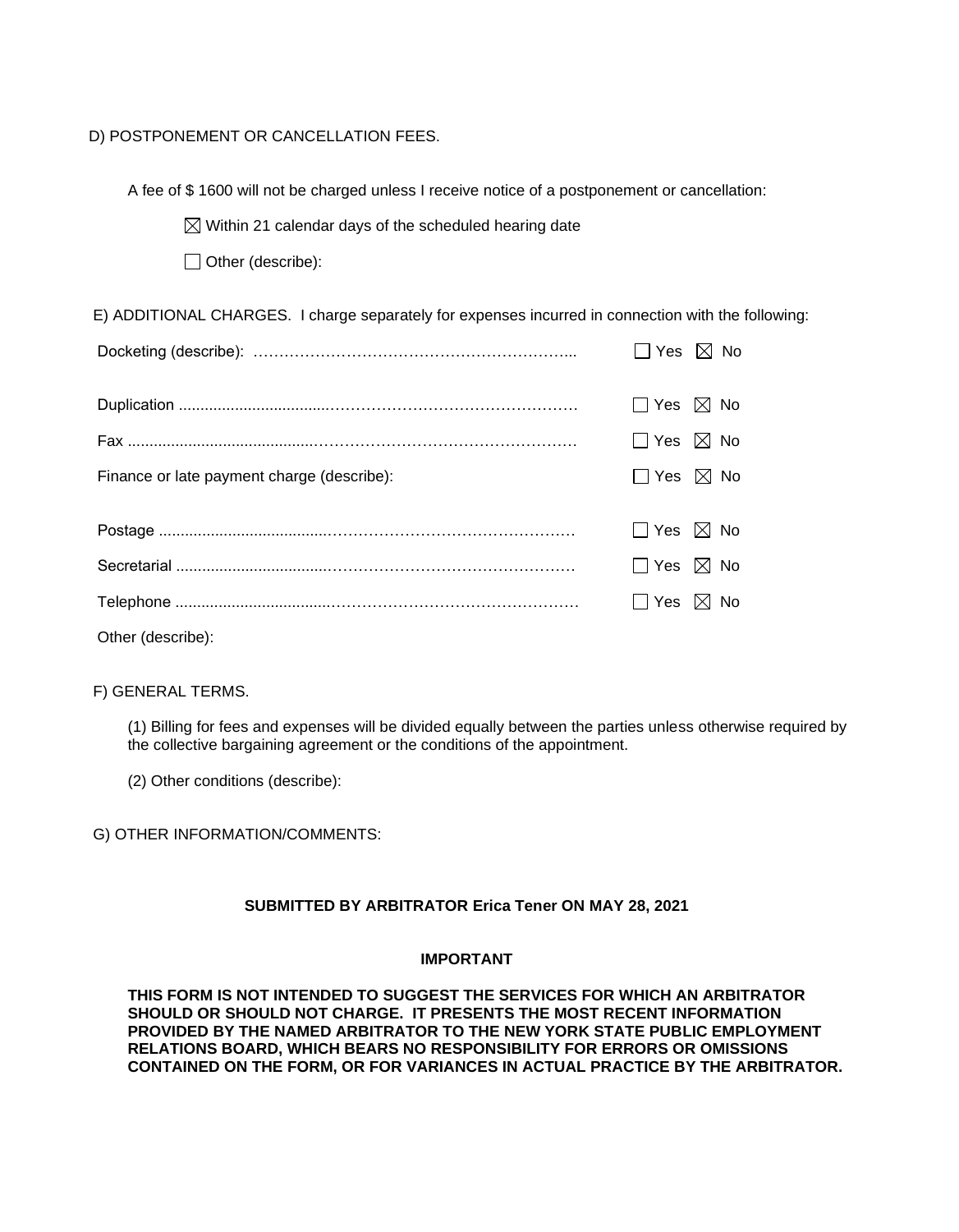D) POSTPONEMENT OR CANCELLATION FEES.

A fee of $ 1600 will not be charged unless I receive notice of a postponement or cancellation:

☒ Within 21 calendar days of the scheduled hearing date

☐ Other (describe):

E) ADDITIONAL CHARGES. I charge separately for expenses incurred in connection with the following:

| | |
|---|---|
| Docketing (describe): | ☐ Yes ☒ No |
| Duplication | ☐ Yes ☒ No |
| Fax | ☐ Yes ☒ No |
| Finance or late payment charge (describe): | ☐ Yes ☒ No |
| Postage | ☐ Yes ☒ No |
| Secretarial | ☐ Yes ☒ No |
| Telephone | ☐ Yes ☒ No |
| Other (describe): | |

F) GENERAL TERMS.

(1) Billing for fees and expenses will be divided equally between the parties unless otherwise required by the collective bargaining agreement or the conditions of the appointment.

(2) Other conditions (describe):

G) OTHER INFORMATION/COMMENTS:

**SUBMITTED BY ARBITRATOR Erica Tener ON MAY 28, 2021**

**IMPORTANT**

**THIS FORM IS NOT INTENDED TO SUGGEST THE SERVICES FOR WHICH AN ARBITRATOR SHOULD OR SHOULD NOT CHARGE. IT PRESENTS THE MOST RECENT INFORMATION PROVIDED BY THE NAMED ARBITRATOR TO THE NEW YORK STATE PUBLIC EMPLOYMENT RELATIONS BOARD, WHICH BEARS NO RESPONSIBILITY FOR ERRORS OR OMISSIONS CONTAINED ON THE FORM, OR FOR VARIANCES IN ACTUAL PRACTICE BY THE ARBITRATOR.**